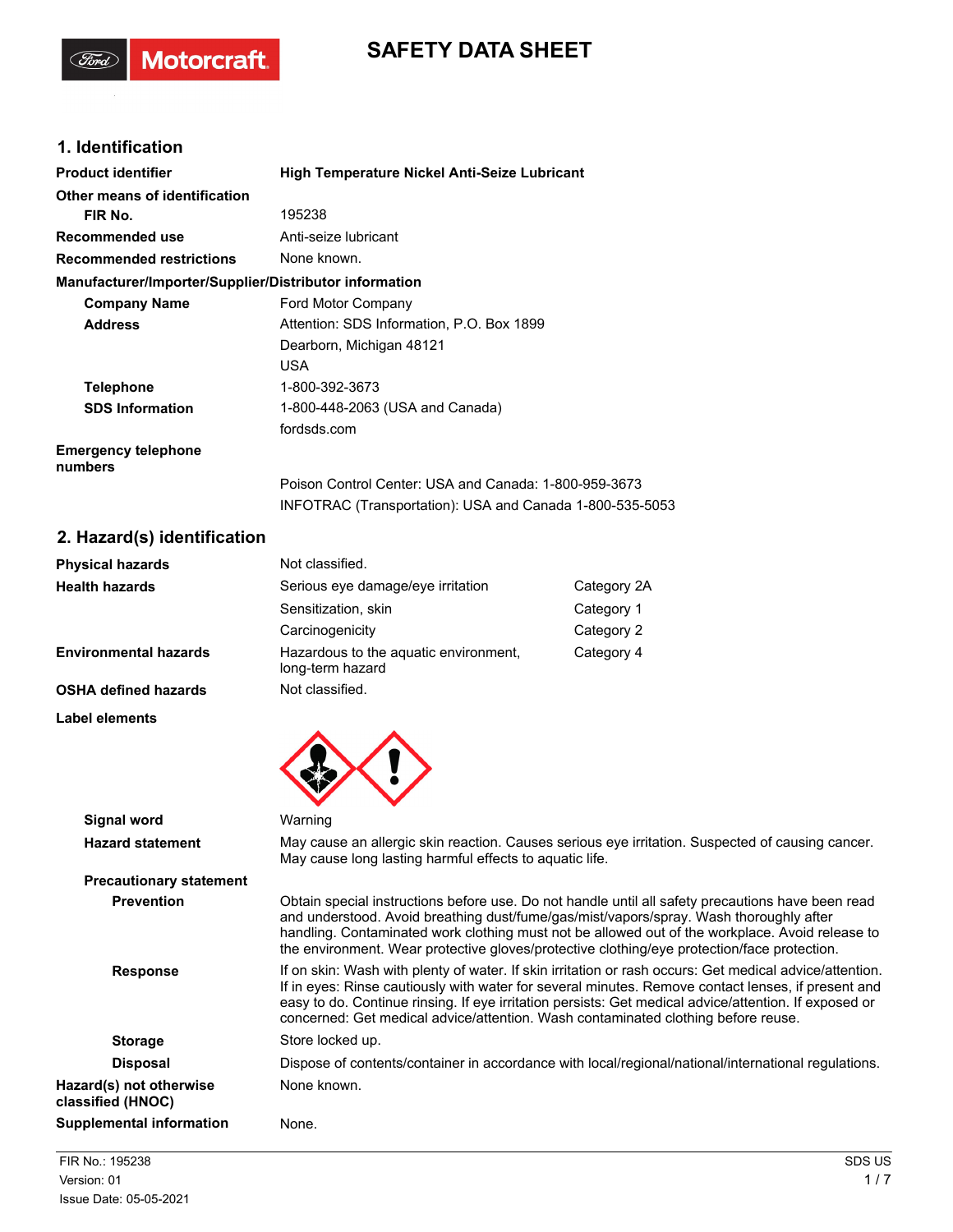# SAFETY DATA SHEET

## 1. Identification

| | |
|---|---|
| **Product identifier** | **High Temperature Nickel Anti-Seize Lubricant** |
| **Other means of identification** | |
| **FIR No.** | 195238 |
| **Recommended use** | Anti-seize lubricant |
| **Recommended restrictions** | None known. |

**Manufacturer/Importer/Supplier/Distributor information**

| | |
|---|---|
| **Company Name** | Ford Motor Company |
| **Address** | Attention: SDS Information, P.O. Box 1899<br>Dearborn, Michigan 48121<br>USA |
| **Telephone** | 1-800-392-3673 |
| **SDS Information** | 1-800-448-2063 (USA and Canada)<br>fordsds.com |
| **Emergency telephone numbers** | Poison Control Center: USA and Canada: 1-800-959-3673<br>INFOTRAC (Transportation): USA and Canada 1-800-535-5053 |

## 2. Hazard(s) identification

| | | |
|---|---|---|
| **Physical hazards** | Not classified. | |
| **Health hazards** | Serious eye damage/eye irritation | Category 2A |
| | Sensitization, skin | Category 1 |
| | Carcinogenicity | Category 2 |
| **Environmental hazards** | Hazardous to the aquatic environment, long-term hazard | Category 4 |
| **OSHA defined hazards** | Not classified. | |

**Label elements**

**Signal word** Warning

**Hazard statement** May cause an allergic skin reaction. Causes serious eye irritation. Suspected of causing cancer. May cause long lasting harmful effects to aquatic life.

**Precautionary statement**

**Prevention** Obtain special instructions before use. Do not handle until all safety precautions have been read and understood. Avoid breathing dust/fume/gas/mist/vapors/spray. Wash thoroughly after handling. Contaminated work clothing must not be allowed out of the workplace. Avoid release to the environment. Wear protective gloves/protective clothing/eye protection/face protection.

**Response** If on skin: Wash with plenty of water. If skin irritation or rash occurs: Get medical advice/attention. If in eyes: Rinse cautiously with water for several minutes. Remove contact lenses, if present and easy to do. Continue rinsing. If eye irritation persists: Get medical advice/attention. If exposed or concerned: Get medical advice/attention. Wash contaminated clothing before reuse.

**Storage** Store locked up.

**Disposal** Dispose of contents/container in accordance with local/regional/national/international regulations.

**Hazard(s) not otherwise classified (HNOC)** None known.

**Supplemental information** None.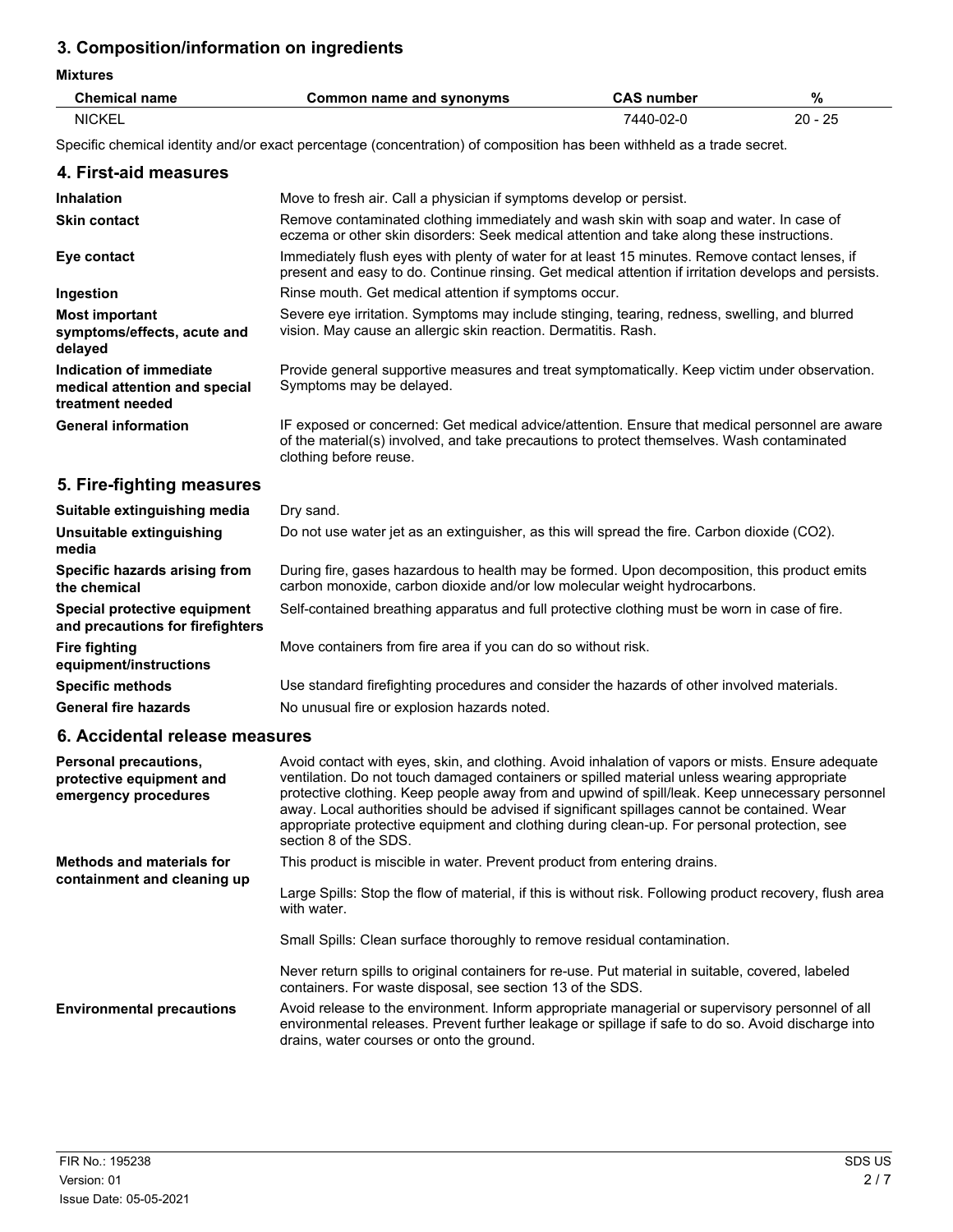## 3. Composition/information on ingredients

**Mixtures**

| Chemical name | Common name and synonyms | CAS number | % |
|---|---|---|---|
| NICKEL | | 7440-02-0 | 20 - 25 |

Specific chemical identity and/or exact percentage (concentration) of composition has been withheld as a trade secret.

## 4. First-aid measures

| | |
|---|---|
| **Inhalation** | Move to fresh air. Call a physician if symptoms develop or persist. |
| **Skin contact** | Remove contaminated clothing immediately and wash skin with soap and water. In case of eczema or other skin disorders: Seek medical attention and take along these instructions. |
| **Eye contact** | Immediately flush eyes with plenty of water for at least 15 minutes. Remove contact lenses, if present and easy to do. Continue rinsing. Get medical attention if irritation develops and persists. |
| **Ingestion** | Rinse mouth. Get medical attention if symptoms occur. |
| **Most important symptoms/effects, acute and delayed** | Severe eye irritation. Symptoms may include stinging, tearing, redness, swelling, and blurred vision. May cause an allergic skin reaction. Dermatitis. Rash. |
| **Indication of immediate medical attention and special treatment needed** | Provide general supportive measures and treat symptomatically. Keep victim under observation. Symptoms may be delayed. |
| **General information** | IF exposed or concerned: Get medical advice/attention. Ensure that medical personnel are aware of the material(s) involved, and take precautions to protect themselves. Wash contaminated clothing before reuse. |

## 5. Fire-fighting measures

| | |
|---|---|
| **Suitable extinguishing media** | Dry sand. |
| **Unsuitable extinguishing media** | Do not use water jet as an extinguisher, as this will spread the fire. Carbon dioxide ($CO_2$). |
| **Specific hazards arising from the chemical** | During fire, gases hazardous to health may be formed. Upon decomposition, this product emits carbon monoxide, carbon dioxide and/or low molecular weight hydrocarbons. |
| **Special protective equipment and precautions for firefighters** | Self-contained breathing apparatus and full protective clothing must be worn in case of fire. |
| **Fire fighting equipment/instructions** | Move containers from fire area if you can do so without risk. |
| **Specific methods** | Use standard firefighting procedures and consider the hazards of other involved materials. |
| **General fire hazards** | No unusual fire or explosion hazards noted. |

## 6. Accidental release measures

| | |
|---|---|
| **Personal precautions, protective equipment and emergency procedures** | Avoid contact with eyes, skin, and clothing. Avoid inhalation of vapors or mists. Ensure adequate ventilation. Do not touch damaged containers or spilled material unless wearing appropriate protective clothing. Keep people away from and upwind of spill/leak. Keep unnecessary personnel away. Local authorities should be advised if significant spillages cannot be contained. Wear appropriate protective equipment and clothing during clean-up. For personal protection, see section 8 of the SDS. |
| **Methods and materials for containment and cleaning up** | This product is miscible in water. Prevent product from entering drains.<br><br>Large Spills: Stop the flow of material, if this is without risk. Following product recovery, flush area with water.<br><br>Small Spills: Clean surface thoroughly to remove residual contamination.<br><br>Never return spills to original containers for re-use. Put material in suitable, covered, labeled containers. For waste disposal, see section 13 of the SDS. |
| **Environmental precautions** | Avoid release to the environment. Inform appropriate managerial or supervisory personnel of all environmental releases. Prevent further leakage or spillage if safe to do so. Avoid discharge into drains, water courses or onto the ground. |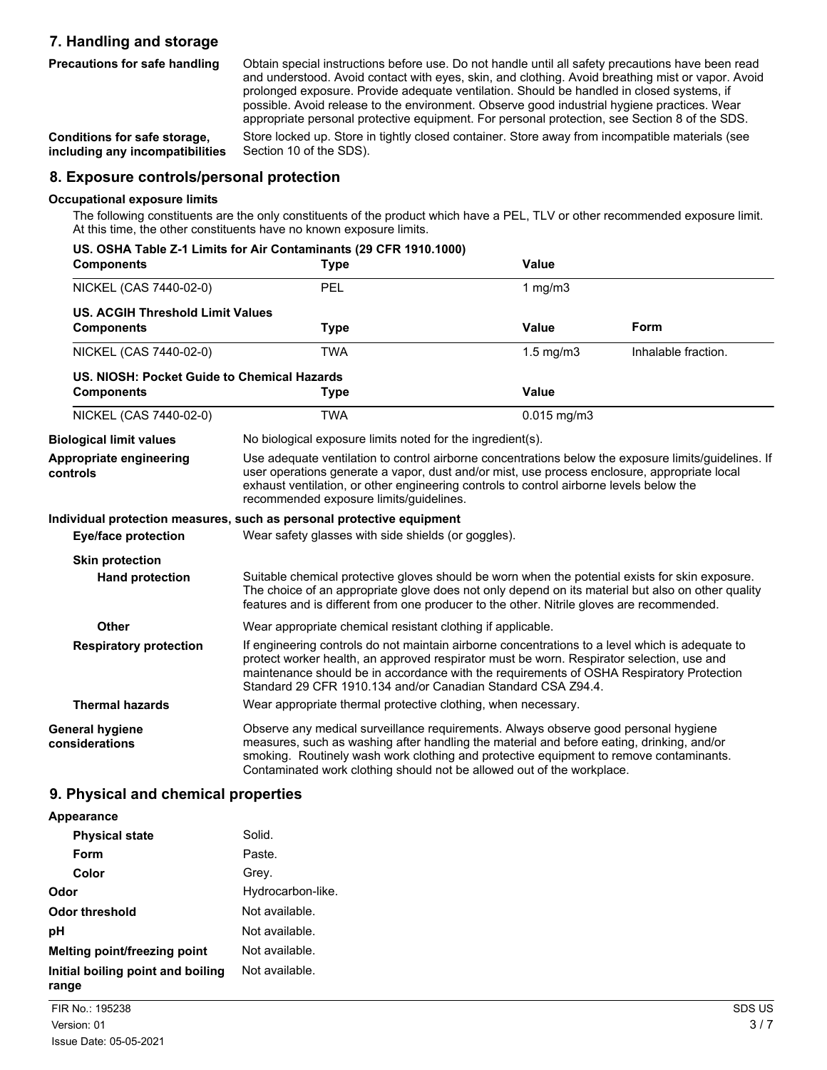## 7. Handling and storage

**Precautions for safe handling**

Obtain special instructions before use. Do not handle until all safety precautions have been read and understood. Avoid contact with eyes, skin, and clothing. Avoid breathing mist or vapor. Avoid prolonged exposure. Provide adequate ventilation. Should be handled in closed systems, if possible. Avoid release to the environment. Observe good industrial hygiene practices. Wear appropriate personal protective equipment. For personal protection, see Section 8 of the SDS.

**Conditions for safe storage, including any incompatibilities**

Store locked up. Store in tightly closed container. Store away from incompatible materials (see Section 10 of the SDS).

## 8. Exposure controls/personal protection

### Occupational exposure limits

The following constituents are the only constituents of the product which have a PEL, TLV or other recommended exposure limit. At this time, the other constituents have no known exposure limits.

**US. OSHA Table Z-1 Limits for Air Contaminants (29 CFR 1910.1000)**

| Components | Type | Value |
|---|---|---|
| NICKEL (CAS 7440-02-0) | PEL | 1 mg/m3 |

**US. ACGIH Threshold Limit Values**

| Components | Type | Value | Form |
|---|---|---|---|
| NICKEL (CAS 7440-02-0) | TWA | 1.5 mg/m3 | Inhalable fraction. |

**US. NIOSH: Pocket Guide to Chemical Hazards**

| Components | Type | Value |
|---|---|---|
| NICKEL (CAS 7440-02-0) | TWA | 0.015 mg/m3 |

**Biological limit values**

No biological exposure limits noted for the ingredient(s).

**Appropriate engineering controls**

Use adequate ventilation to control airborne concentrations below the exposure limits/guidelines. If user operations generate a vapor, dust and/or mist, use process enclosure, appropriate local exhaust ventilation, or other engineering controls to control airborne levels below the recommended exposure limits/guidelines.

### Individual protection measures, such as personal protective equipment

**Eye/face protection**

Wear safety glasses with side shields (or goggles).

**Skin protection**

**Hand protection**

Suitable chemical protective gloves should be worn when the potential exists for skin exposure. The choice of an appropriate glove does not only depend on its material but also on other quality features and is different from one producer to the other. Nitrile gloves are recommended.

**Other**

Wear appropriate chemical resistant clothing if applicable.

**Respiratory protection**

If engineering controls do not maintain airborne concentrations to a level which is adequate to protect worker health, an approved respirator must be worn. Respirator selection, use and maintenance should be in accordance with the requirements of OSHA Respiratory Protection Standard 29 CFR 1910.134 and/or Canadian Standard CSA Z94.4.

**Thermal hazards**

Wear appropriate thermal protective clothing, when necessary.

**General hygiene considerations**

Observe any medical surveillance requirements. Always observe good personal hygiene measures, such as washing after handling the material and before eating, drinking, and/or smoking. Routinely wash work clothing and protective equipment to remove contaminants. Contaminated work clothing should not be allowed out of the workplace.

## 9. Physical and chemical properties

**Appearance**

| | |
|---|---|
| **Physical state** | Solid. |
| **Form** | Paste. |
| **Color** | Grey. |
| **Odor** | Hydrocarbon-like. |
| **Odor threshold** | Not available. |
| **pH** | Not available. |
| **Melting point/freezing point** | Not available. |
| **Initial boiling point and boiling range** | Not available. |

FIR No.: 195238
Version: 01
Issue Date: 05-05-2021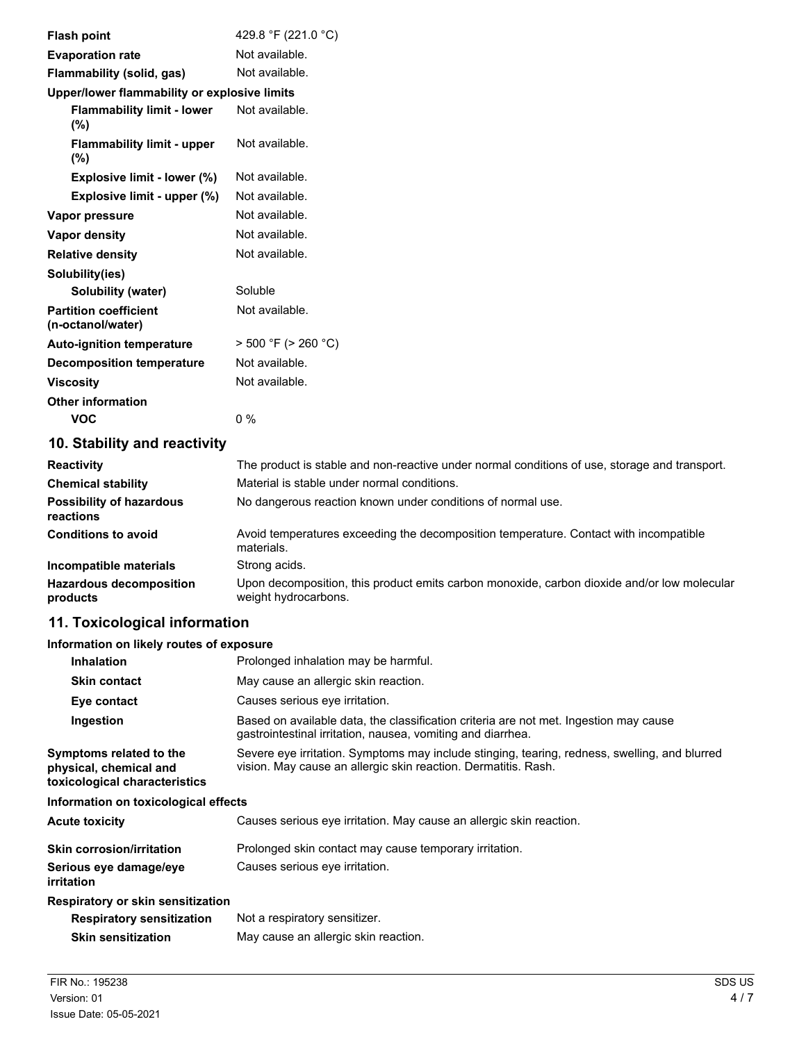| | |
|---|---|
| **Flash point** | 429.8 °F (221.0 °C) |
| **Evaporation rate** | Not available. |
| **Flammability (solid, gas)** | Not available. |
| **Upper/lower flammability or explosive limits** | |
| **Flammability limit - lower (%)** | Not available. |
| **Flammability limit - upper (%)** | Not available. |
| **Explosive limit - lower (%)** | Not available. |
| **Explosive limit - upper (%)** | Not available. |
| **Vapor pressure** | Not available. |
| **Vapor density** | Not available. |
| **Relative density** | Not available. |
| **Solubility(ies)** | |
| **Solubility (water)** | Soluble |
| **Partition coefficient (n-octanol/water)** | Not available. |
| **Auto-ignition temperature** | > 500 °F (> 260 °C) |
| **Decomposition temperature** | Not available. |
| **Viscosity** | Not available. |
| **Other information** | |
| **VOC** | 0 % |

## 10. Stability and reactivity

| | |
|---|---|
| **Reactivity** | The product is stable and non-reactive under normal conditions of use, storage and transport. |
| **Chemical stability** | Material is stable under normal conditions. |
| **Possibility of hazardous reactions** | No dangerous reaction known under conditions of normal use. |
| **Conditions to avoid** | Avoid temperatures exceeding the decomposition temperature. Contact with incompatible materials. |
| **Incompatible materials** | Strong acids. |
| **Hazardous decomposition products** | Upon decomposition, this product emits carbon monoxide, carbon dioxide and/or low molecular weight hydrocarbons. |

## 11. Toxicological information

**Information on likely routes of exposure**

| | |
|---|---|
| **Inhalation** | Prolonged inhalation may be harmful. |
| **Skin contact** | May cause an allergic skin reaction. |
| **Eye contact** | Causes serious eye irritation. |
| **Ingestion** | Based on available data, the classification criteria are not met. Ingestion may cause gastrointestinal irritation, nausea, vomiting and diarrhea. |
| **Symptoms related to the physical, chemical and toxicological characteristics** | Severe eye irritation. Symptoms may include stinging, tearing, redness, swelling, and blurred vision. May cause an allergic skin reaction. Dermatitis. Rash. |

**Information on toxicological effects**

| | |
|---|---|
| **Acute toxicity** | Causes serious eye irritation. May cause an allergic skin reaction. |
| **Skin corrosion/irritation** | Prolonged skin contact may cause temporary irritation. |
| **Serious eye damage/eye irritation** | Causes serious eye irritation. |
| **Respiratory or skin sensitization** | |
| **Respiratory sensitization** | Not a respiratory sensitizer. |
| **Skin sensitization** | May cause an allergic skin reaction. |

FIR No.: 195238
Version: 01
Issue Date: 05-05-2021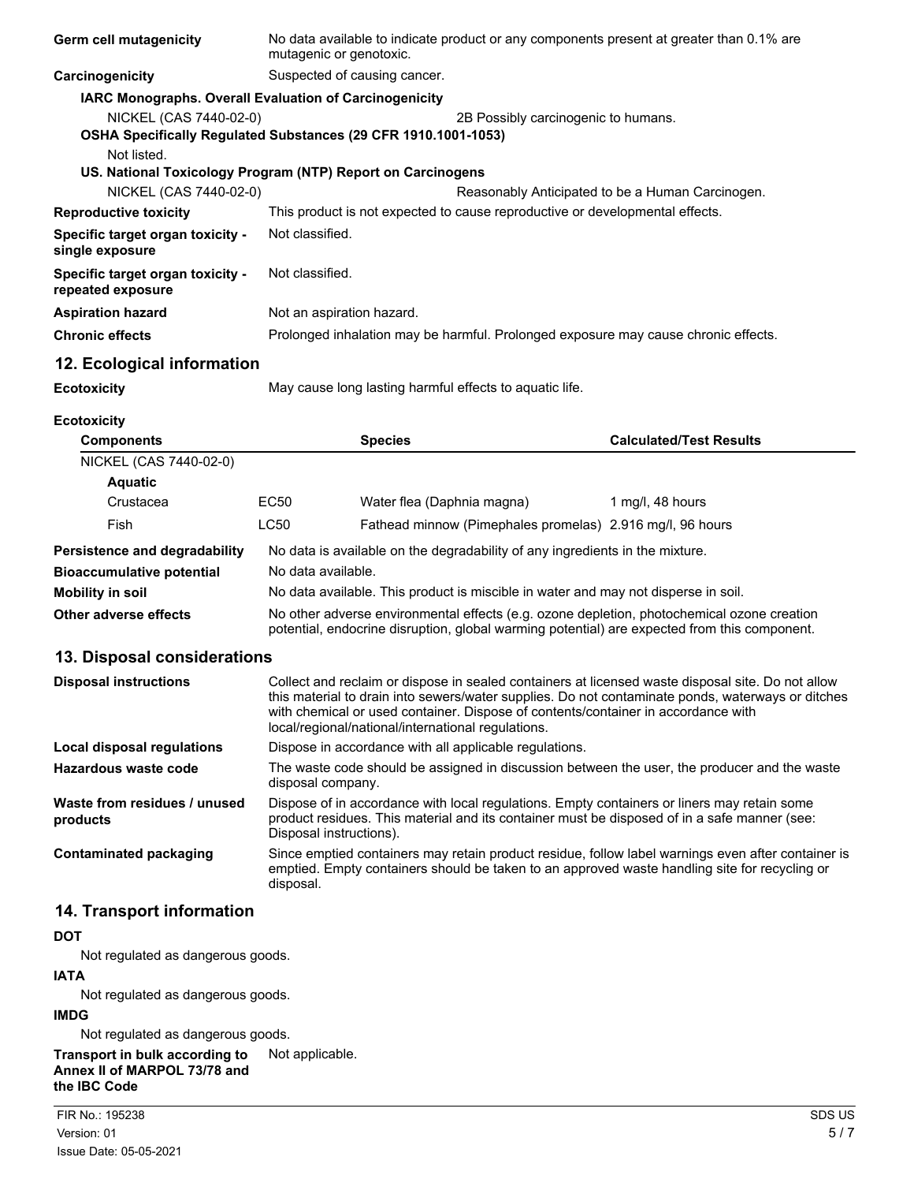**Germ cell mutagenicity** No data available to indicate product or any components present at greater than 0.1% are mutagenic or genotoxic.

**Carcinogenicity** Suspected of causing cancer.

**IARC Monographs. Overall Evaluation of Carcinogenicity**

| | |
|---|---|
| NICKEL (CAS 7440-02-0) | 2B Possibly carcinogenic to humans. |

**OSHA Specifically Regulated Substances (29 CFR 1910.1001-1053)**

Not listed.

**US. National Toxicology Program (NTP) Report on Carcinogens**

| | |
|---|---|
| NICKEL (CAS 7440-02-0) | Reasonably Anticipated to be a Human Carcinogen. |

**Reproductive toxicity** This product is not expected to cause reproductive or developmental effects.

**Specific target organ toxicity - single exposure** Not classified.

**Specific target organ toxicity - repeated exposure** Not classified.

**Aspiration hazard** Not an aspiration hazard.

**Chronic effects** Prolonged inhalation may be harmful. Prolonged exposure may cause chronic effects.

## 12. Ecological information

**Ecotoxicity** May cause long lasting harmful effects to aquatic life.

**Ecotoxicity**

| Components | | Species | Calculated/Test Results |
|---|---|---|---|
| NICKEL (CAS 7440-02-0) | | | |
| **Aquatic** | | | |
| Crustacea | EC50 | Water flea (Daphnia magna) | 1 mg/l, 48 hours |
| Fish | LC50 | Fathead minnow (Pimephales promelas) | 2.916 mg/l, 96 hours |

**Persistence and degradability** No data is available on the degradability of any ingredients in the mixture.

**Bioaccumulative potential** No data available.

**Mobility in soil** No data available. This product is miscible in water and may not disperse in soil.

**Other adverse effects** No other adverse environmental effects (e.g. ozone depletion, photochemical ozone creation potential, endocrine disruption, global warming potential) are expected from this component.

## 13. Disposal considerations

**Disposal instructions** Collect and reclaim or dispose in sealed containers at licensed waste disposal site. Do not allow this material to drain into sewers/water supplies. Do not contaminate ponds, waterways or ditches with chemical or used container. Dispose of contents/container in accordance with local/regional/national/international regulations.

**Local disposal regulations** Dispose in accordance with all applicable regulations.

**Hazardous waste code** The waste code should be assigned in discussion between the user, the producer and the waste disposal company.

**Waste from residues / unused products** Dispose of in accordance with local regulations. Empty containers or liners may retain some product residues. This material and its container must be disposed of in a safe manner (see: Disposal instructions).

**Contaminated packaging** Since emptied containers may retain product residue, follow label warnings even after container is emptied. Empty containers should be taken to an approved waste handling site for recycling or disposal.

## 14. Transport information

**DOT**

Not regulated as dangerous goods.

**IATA**

Not regulated as dangerous goods.

**IMDG**

Not regulated as dangerous goods.

**Transport in bulk according to Annex II of MARPOL 73/78 and the IBC Code** Not applicable.

FIR No.: 195238
Version: 01
Issue Date: 05-05-2021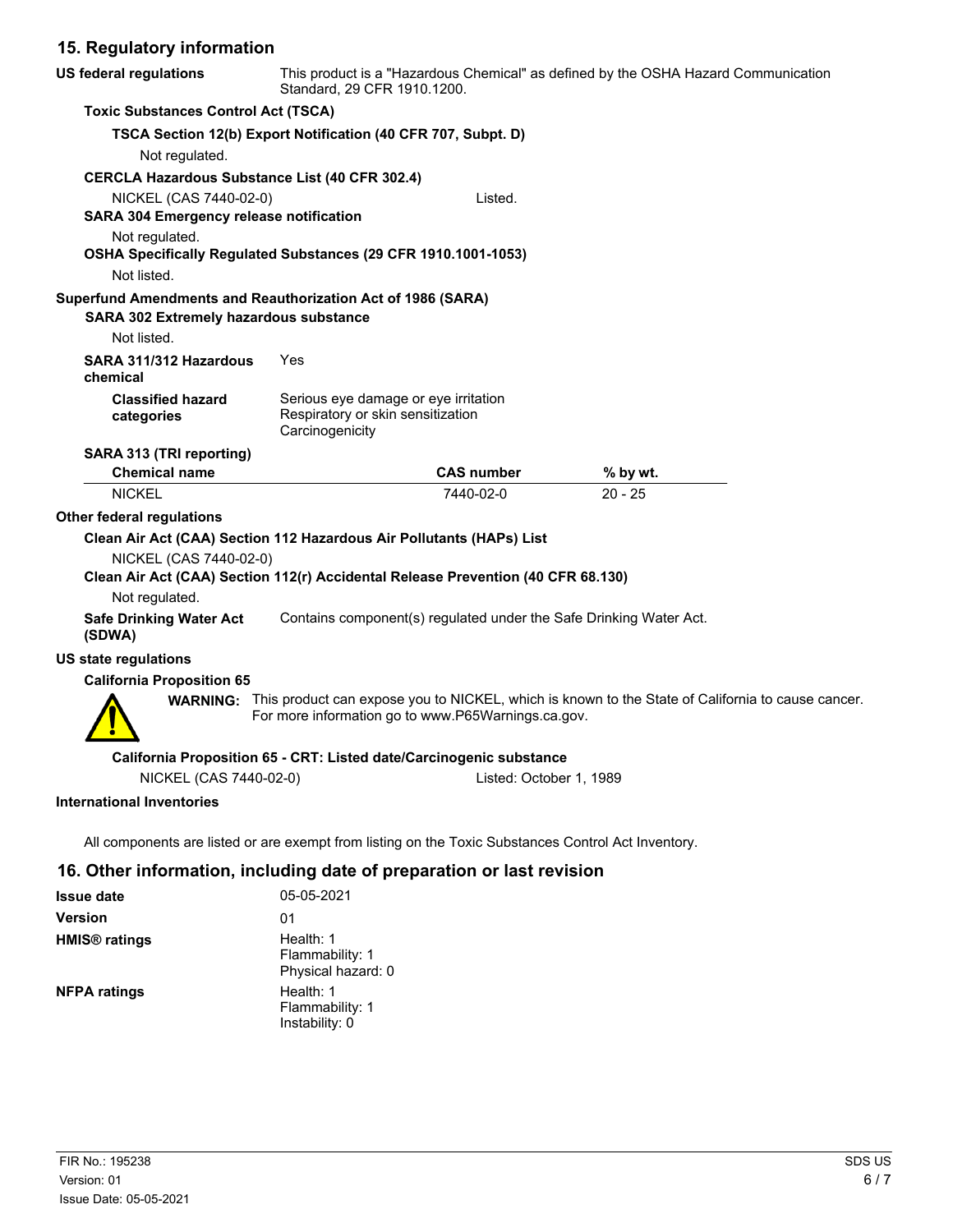## 15. Regulatory information

**US federal regulations** This product is a "Hazardous Chemical" as defined by the OSHA Hazard Communication Standard, 29 CFR 1910.1200.

**Toxic Substances Control Act (TSCA)**

**TSCA Section 12(b) Export Notification (40 CFR 707, Subpt. D)**

Not regulated.

**CERCLA Hazardous Substance List (40 CFR 302.4)**

NICKEL (CAS 7440-02-0) Listed.

**SARA 304 Emergency release notification**

Not regulated.

**OSHA Specifically Regulated Substances (29 CFR 1910.1001-1053)**

Not listed.

**Superfund Amendments and Reauthorization Act of 1986 (SARA)**

**SARA 302 Extremely hazardous substance**

Not listed.

**SARA 311/312 Hazardous chemical** Yes

**Classified hazard categories**
Serious eye damage or eye irritation
Respiratory or skin sensitization
Carcinogenicity

**SARA 313 (TRI reporting)**

| Chemical name | CAS number | % by wt. |
|---|---|---|
| NICKEL | 7440-02-0 | 20 - 25 |

**Other federal regulations**

**Clean Air Act (CAA) Section 112 Hazardous Air Pollutants (HAPs) List**

NICKEL (CAS 7440-02-0)

**Clean Air Act (CAA) Section 112(r) Accidental Release Prevention (40 CFR 68.130)**

Not regulated.

**Safe Drinking Water Act (SDWA)** Contains component(s) regulated under the Safe Drinking Water Act.

**US state regulations**

**California Proposition 65**

**WARNING:** This product can expose you to NICKEL, which is known to the State of California to cause cancer. For more information go to www.P65Warnings.ca.gov.

**California Proposition 65 - CRT: Listed date/Carcinogenic substance**

NICKEL (CAS 7440-02-0) Listed: October 1, 1989

**International Inventories**

All components are listed or are exempt from listing on the Toxic Substances Control Act Inventory.

## 16. Other information, including date of preparation or last revision

**Issue date** 05-05-2021

**Version** 01

**HMIS® ratings**
Health: 1
Flammability: 1
Physical hazard: 0

**NFPA ratings**
Health: 1
Flammability: 1
Instability: 0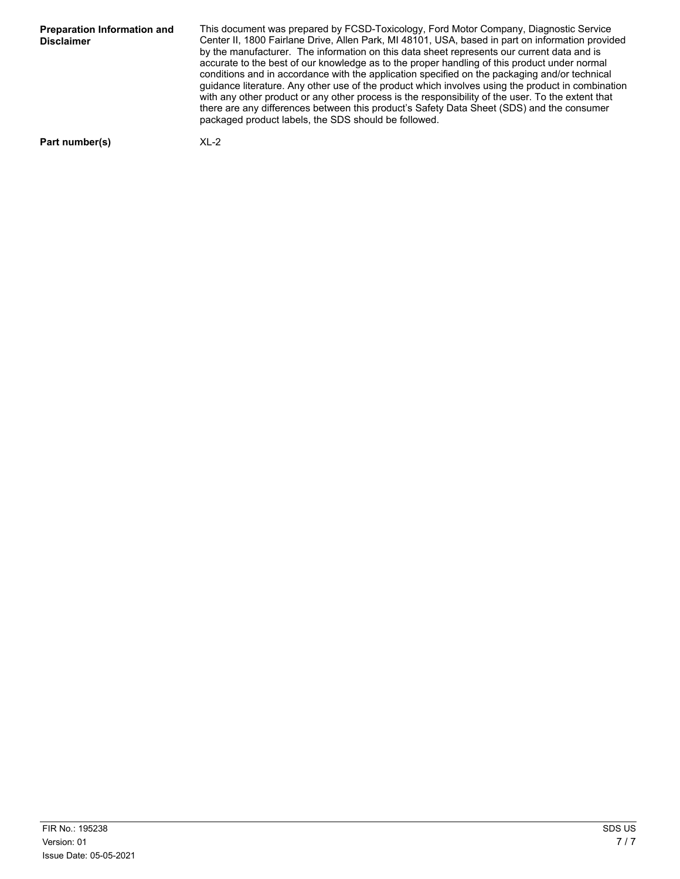**Preparation Information and Disclaimer**

This document was prepared by FCSD-Toxicology, Ford Motor Company, Diagnostic Service Center II, 1800 Fairlane Drive, Allen Park, MI 48101, USA, based in part on information provided by the manufacturer. The information on this data sheet represents our current data and is accurate to the best of our knowledge as to the proper handling of this product under normal conditions and in accordance with the application specified on the packaging and/or technical guidance literature. Any other use of the product which involves using the product in combination with any other product or any other process is the responsibility of the user. To the extent that there are any differences between this product's Safety Data Sheet (SDS) and the consumer packaged product labels, the SDS should be followed.

**Part number(s)**

XL-2